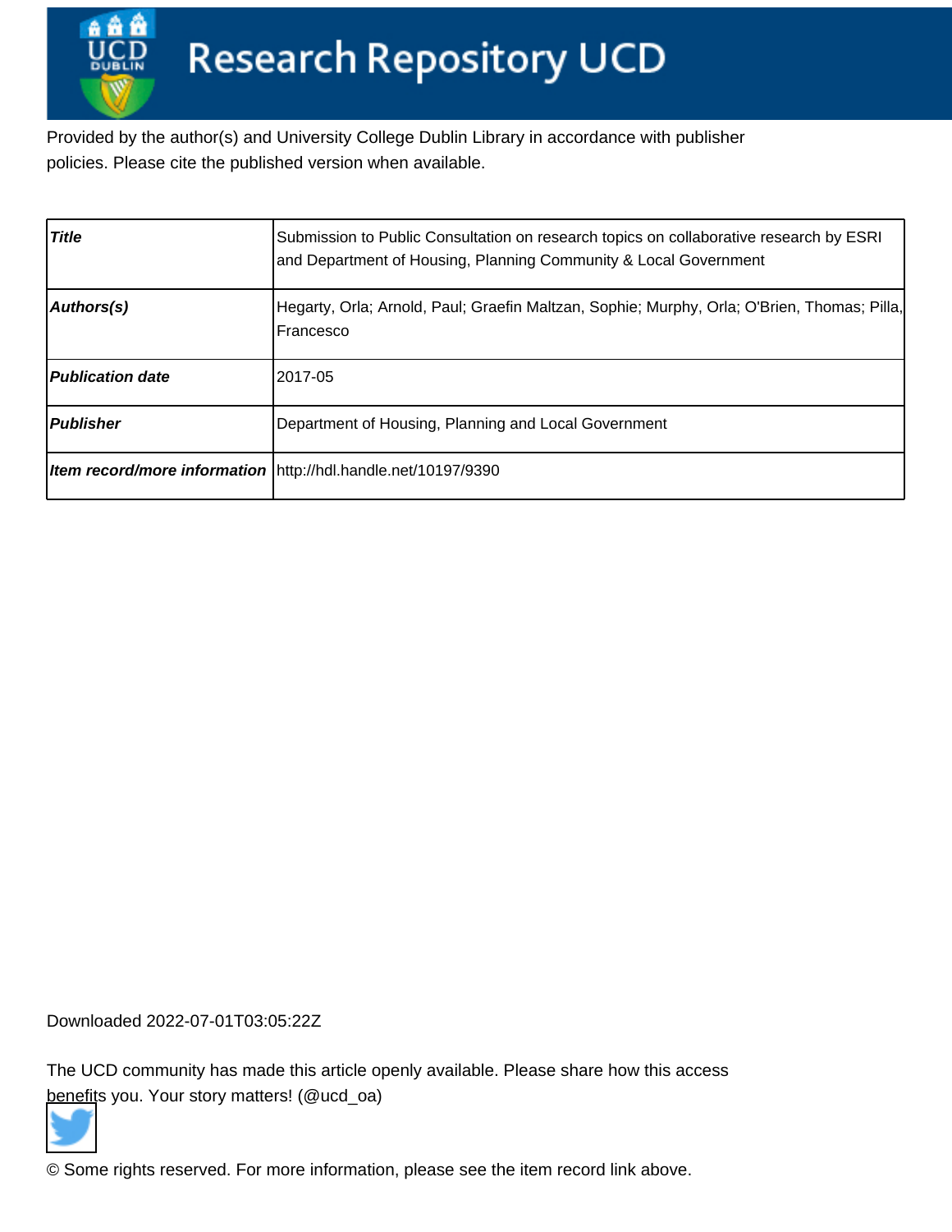# Research Repository UCD

Provided by the author(s) and University College Dublin Library in accordance with publisher policies. Please cite the published version when available.

| *Title* | Submission to Public Consultation on research topics on collaborative research by ESRI and Department of Housing, Planning Community & Local Government |
|---|---|
| *Authors(s)* | Hegarty, Orla; Arnold, Paul; Graefin Maltzan, Sophie; Murphy, Orla; O'Brien, Thomas; Pilla, Francesco |
| *Publication date* | 2017-05 |
| *Publisher* | Department of Housing, Planning and Local Government |
| *Item record/more information* | http://hdl.handle.net/10197/9390 |

Downloaded 2022-07-01T03:05:22Z

The UCD community has made this article openly available. Please share how this access benefits you. Your story matters! (@ucd_oa)

© Some rights reserved. For more information, please see the item record link above.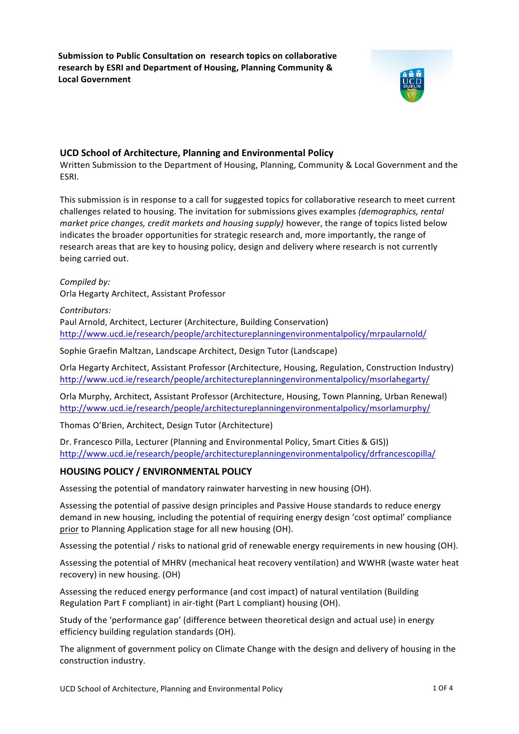**Submission to Public Consultation on research topics on collaborative research by ESRI and Department of Housing, Planning Community & Local Government**

## UCD School of Architecture, Planning and Environmental Policy

Written Submission to the Department of Housing, Planning, Community & Local Government and the ESRI.

This submission is in response to a call for suggested topics for collaborative research to meet current challenges related to housing. The invitation for submissions gives examples *(demographics, rental market price changes, credit markets and housing supply)* however, the range of topics listed below indicates the broader opportunities for strategic research and, more importantly, the range of research areas that are key to housing policy, design and delivery where research is not currently being carried out.

*Compiled by:*
Orla Hegarty Architect, Assistant Professor

*Contributors:*
Paul Arnold, Architect, Lecturer (Architecture, Building Conservation)
http://www.ucd.ie/research/people/architectureplanningenvironmentalpolicy/mrpaularnold/

Sophie Graefin Maltzan, Landscape Architect, Design Tutor (Landscape)

Orla Hegarty Architect, Assistant Professor (Architecture, Housing, Regulation, Construction Industry)
http://www.ucd.ie/research/people/architectureplanningenvironmentalpolicy/msorlahegarty/

Orla Murphy, Architect, Assistant Professor (Architecture, Housing, Town Planning, Urban Renewal)
http://www.ucd.ie/research/people/architectureplanningenvironmentalpolicy/msorlamurphy/

Thomas O'Brien, Architect, Design Tutor (Architecture)

Dr. Francesco Pilla, Lecturer (Planning and Environmental Policy, Smart Cities & GIS))
http://www.ucd.ie/research/people/architectureplanningenvironmentalpolicy/drfrancescopilla/

### HOUSING POLICY / ENVIRONMENTAL POLICY

Assessing the potential of mandatory rainwater harvesting in new housing (OH).

Assessing the potential of passive design principles and Passive House standards to reduce energy demand in new housing, including the potential of requiring energy design 'cost optimal' compliance prior to Planning Application stage for all new housing (OH).

Assessing the potential / risks to national grid of renewable energy requirements in new housing (OH).

Assessing the potential of MHRV (mechanical heat recovery ventilation) and WWHR (waste water heat recovery) in new housing. (OH)

Assessing the reduced energy performance (and cost impact) of natural ventilation (Building Regulation Part F compliant) in air-tight (Part L compliant) housing (OH).

Study of the 'performance gap' (difference between theoretical design and actual use) in energy efficiency building regulation standards (OH).

The alignment of government policy on Climate Change with the design and delivery of housing in the construction industry.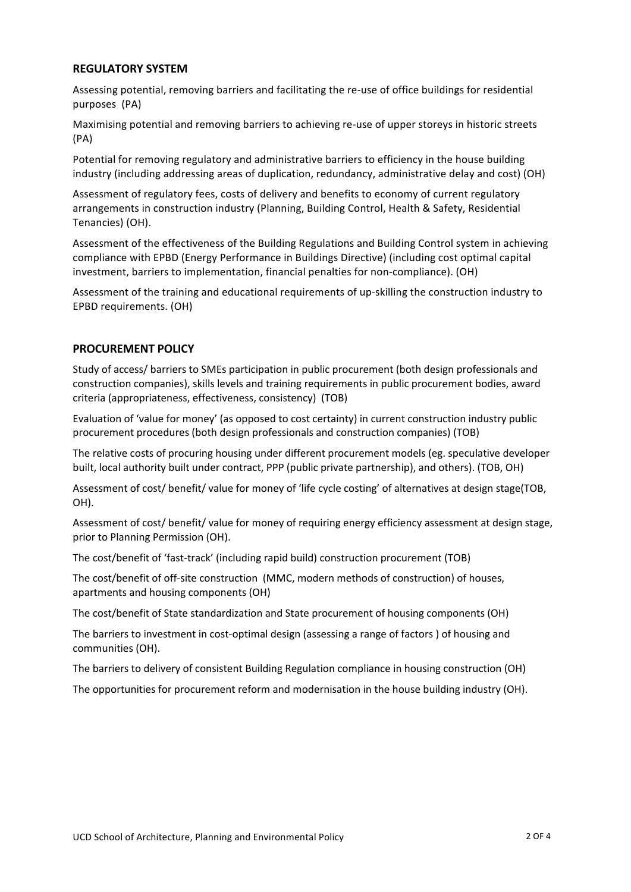## REGULATORY SYSTEM

Assessing potential, removing barriers and facilitating the re-use of office buildings for residential purposes (PA)

Maximising potential and removing barriers to achieving re-use of upper storeys in historic streets (PA)

Potential for removing regulatory and administrative barriers to efficiency in the house building industry (including addressing areas of duplication, redundancy, administrative delay and cost) (OH)

Assessment of regulatory fees, costs of delivery and benefits to economy of current regulatory arrangements in construction industry (Planning, Building Control, Health & Safety, Residential Tenancies) (OH).

Assessment of the effectiveness of the Building Regulations and Building Control system in achieving compliance with EPBD (Energy Performance in Buildings Directive) (including cost optimal capital investment, barriers to implementation, financial penalties for non-compliance). (OH)

Assessment of the training and educational requirements of up-skilling the construction industry to EPBD requirements. (OH)

## PROCUREMENT POLICY

Study of access/ barriers to SMEs participation in public procurement (both design professionals and construction companies), skills levels and training requirements in public procurement bodies, award criteria (appropriateness, effectiveness, consistency) (TOB)

Evaluation of 'value for money' (as opposed to cost certainty) in current construction industry public procurement procedures (both design professionals and construction companies) (TOB)

The relative costs of procuring housing under different procurement models (eg. speculative developer built, local authority built under contract, PPP (public private partnership), and others). (TOB, OH)

Assessment of cost/ benefit/ value for money of 'life cycle costing' of alternatives at design stage(TOB, OH).

Assessment of cost/ benefit/ value for money of requiring energy efficiency assessment at design stage, prior to Planning Permission (OH).

The cost/benefit of 'fast-track' (including rapid build) construction procurement (TOB)

The cost/benefit of off-site construction (MMC, modern methods of construction) of houses, apartments and housing components (OH)

The cost/benefit of State standardization and State procurement of housing components (OH)

The barriers to investment in cost-optimal design (assessing a range of factors ) of housing and communities (OH).

The barriers to delivery of consistent Building Regulation compliance in housing construction (OH)

The opportunities for procurement reform and modernisation in the house building industry (OH).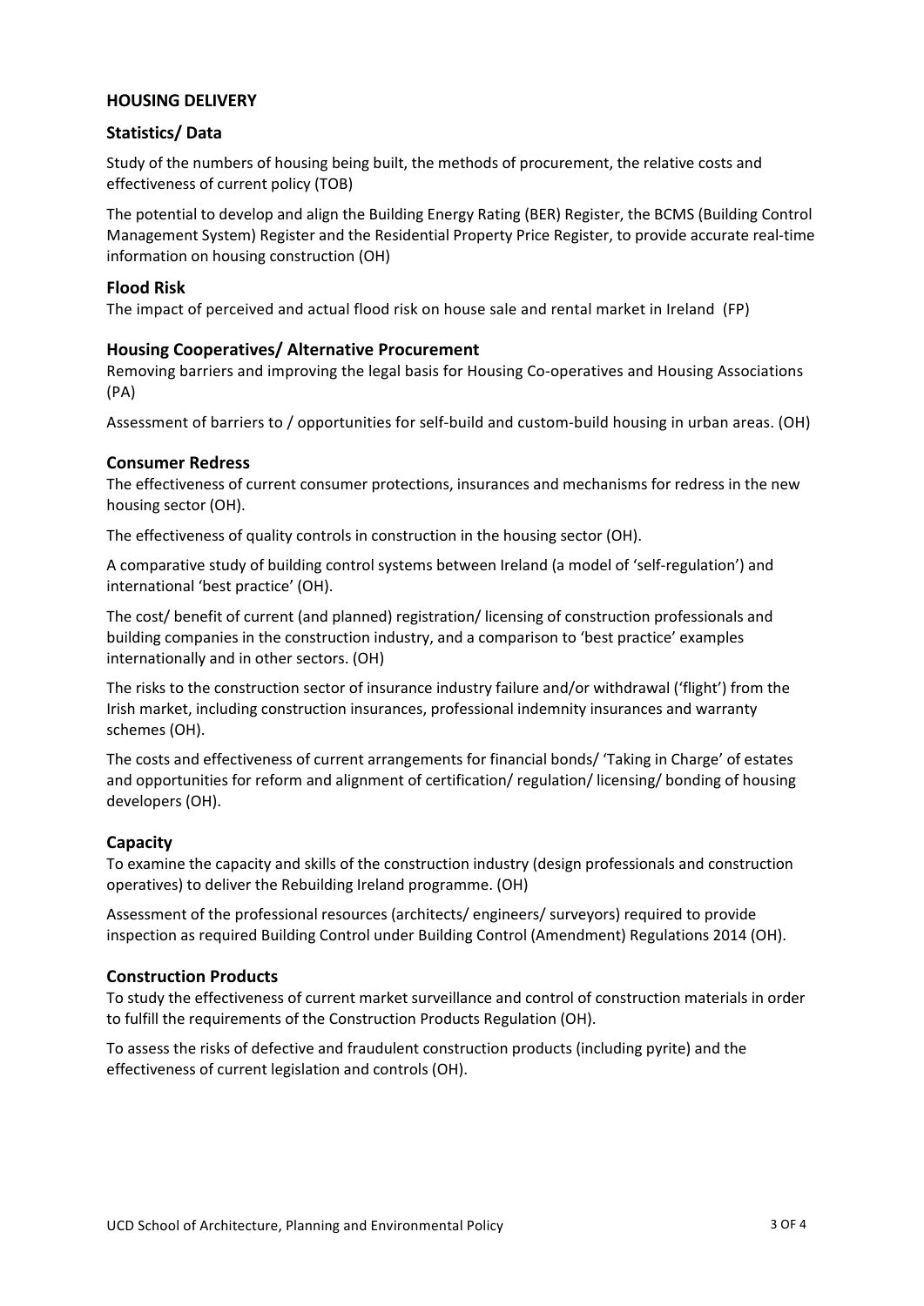## HOUSING DELIVERY

### Statistics/ Data

Study of the numbers of housing being built, the methods of procurement, the relative costs and effectiveness of current policy (TOB)

The potential to develop and align the Building Energy Rating (BER) Register, the BCMS (Building Control Management System) Register and the Residential Property Price Register, to provide accurate real-time information on housing construction (OH)

### Flood Risk

The impact of perceived and actual flood risk on house sale and rental market in Ireland (FP)

### Housing Cooperatives/ Alternative Procurement

Removing barriers and improving the legal basis for Housing Co-operatives and Housing Associations (PA)

Assessment of barriers to / opportunities for self-build and custom-build housing in urban areas. (OH)

### Consumer Redress

The effectiveness of current consumer protections, insurances and mechanisms for redress in the new housing sector (OH).

The effectiveness of quality controls in construction in the housing sector (OH).

A comparative study of building control systems between Ireland (a model of 'self-regulation') and international 'best practice' (OH).

The cost/ benefit of current (and planned) registration/ licensing of construction professionals and building companies in the construction industry, and a comparison to 'best practice' examples internationally and in other sectors. (OH)

The risks to the construction sector of insurance industry failure and/or withdrawal ('flight') from the Irish market, including construction insurances, professional indemnity insurances and warranty schemes (OH).

The costs and effectiveness of current arrangements for financial bonds/ 'Taking in Charge' of estates and opportunities for reform and alignment of certification/ regulation/ licensing/ bonding of housing developers (OH).

### Capacity

To examine the capacity and skills of the construction industry (design professionals and construction operatives) to deliver the Rebuilding Ireland programme. (OH)

Assessment of the professional resources (architects/ engineers/ surveyors) required to provide inspection as required Building Control under Building Control (Amendment) Regulations 2014 (OH).

### Construction Products

To study the effectiveness of current market surveillance and control of construction materials in order to fulfill the requirements of the Construction Products Regulation (OH).

To assess the risks of defective and fraudulent construction products (including pyrite) and the effectiveness of current legislation and controls (OH).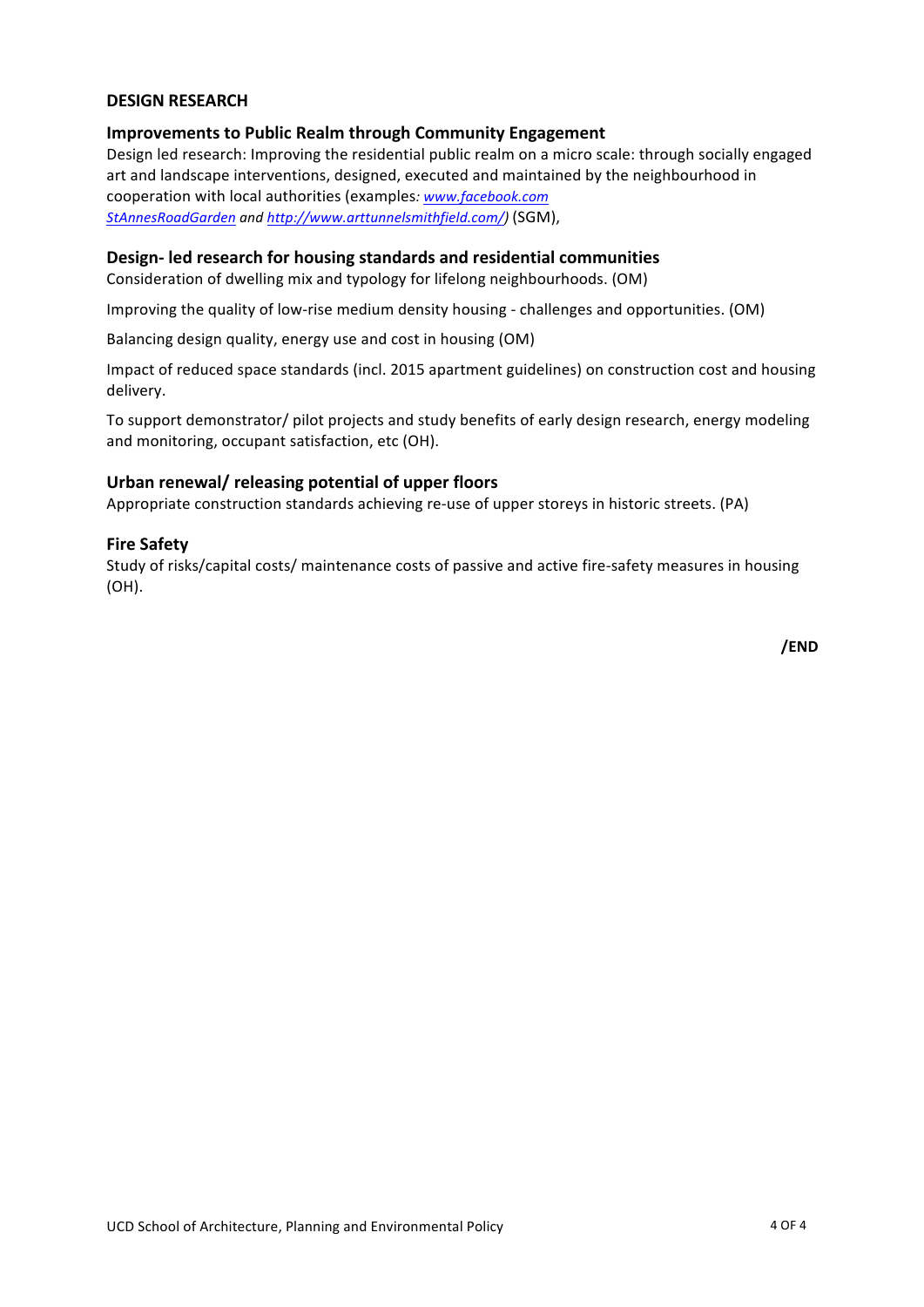**DESIGN RESEARCH**

### Improvements to Public Realm through Community Engagement

Design led research: Improving the residential public realm on a micro scale: through socially engaged art and landscape interventions, designed, executed and maintained by the neighbourhood in cooperation with local authorities (examples*: www.facebook.com StAnnesRoadGarden and http://www.arttunnelsmithfield.com/)* (SGM),

### Design- led research for housing standards and residential communities

Consideration of dwelling mix and typology for lifelong neighbourhoods. (OM)

Improving the quality of low-rise medium density housing - challenges and opportunities. (OM)

Balancing design quality, energy use and cost in housing (OM)

Impact of reduced space standards (incl. 2015 apartment guidelines) on construction cost and housing delivery.

To support demonstrator/ pilot projects and study benefits of early design research, energy modeling and monitoring, occupant satisfaction, etc (OH).

### Urban renewal/ releasing potential of upper floors

Appropriate construction standards achieving re-use of upper storeys in historic streets. (PA)

### Fire Safety

Study of risks/capital costs/ maintenance costs of passive and active fire-safety measures in housing (OH).

**/END**